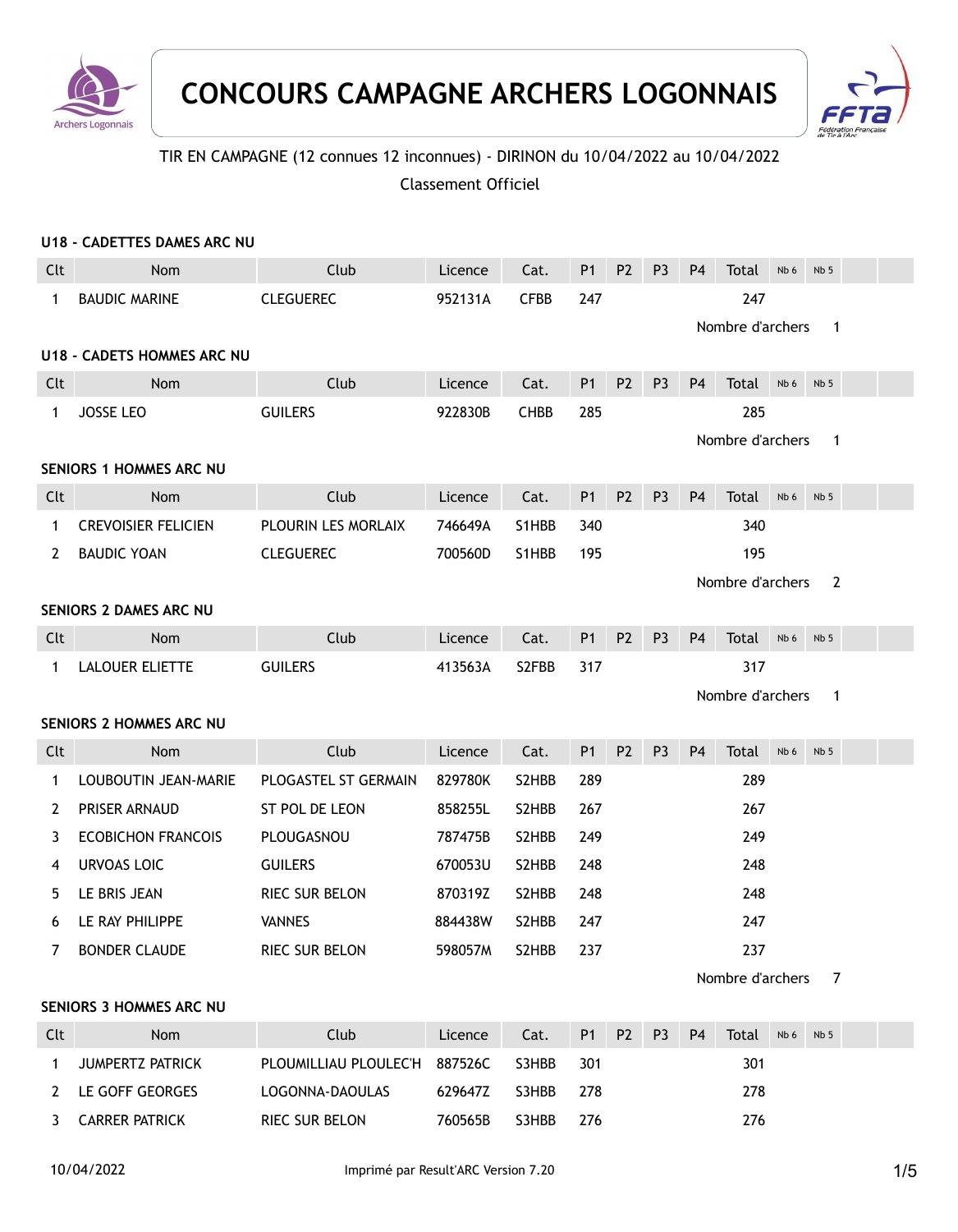# CONCOURS CAMPAGNE ARCHERS LOGONNAIS

TIR EN CAMPAGNE (12 connues 12 inconnues) - DIRINON du 10/04/2022 au 10/04/2022

Classement Officiel

### U18 - CADETTES DAMES ARC NU

| Clt | Nom | Club | Licence | Cat. | P1 | P2 | P3 | P4 | Total | Nb 6 | Nb 5 |
|---|---|---|---|---|---|---|---|---|---|---|---|
| 1 | BAUDIC MARINE | CLEGUEREC | 952131A | CFBB | 247 | | | | 247 | | |

Nombre d'archers 1

### U18 - CADETS HOMMES ARC NU

| Clt | Nom | Club | Licence | Cat. | P1 | P2 | P3 | P4 | Total | Nb 6 | Nb 5 |
|---|---|---|---|---|---|---|---|---|---|---|---|
| 1 | JOSSE LEO | GUILERS | 922830B | CHBB | 285 | | | | 285 | | |

Nombre d'archers 1

### SENIORS 1 HOMMES ARC NU

| Clt | Nom | Club | Licence | Cat. | P1 | P2 | P3 | P4 | Total | Nb 6 | Nb 5 |
|---|---|---|---|---|---|---|---|---|---|---|---|
| 1 | CREVOISIER FELICIEN | PLOURIN LES MORLAIX | 746649A | S1HBB | 340 | | | | 340 | | |
| 2 | BAUDIC YOAN | CLEGUEREC | 700560D | S1HBB | 195 | | | | 195 | | |

Nombre d'archers 2

### SENIORS 2 DAMES ARC NU

| Clt | Nom | Club | Licence | Cat. | P1 | P2 | P3 | P4 | Total | Nb 6 | Nb 5 |
|---|---|---|---|---|---|---|---|---|---|---|---|
| 1 | LALOUER ELIETTE | GUILERS | 413563A | S2FBB | 317 | | | | 317 | | |

Nombre d'archers 1

### SENIORS 2 HOMMES ARC NU

| Clt | Nom | Club | Licence | Cat. | P1 | P2 | P3 | P4 | Total | Nb 6 | Nb 5 |
|---|---|---|---|---|---|---|---|---|---|---|---|
| 1 | LOUBOUTIN JEAN-MARIE | PLOGASTEL ST GERMAIN | 829780K | S2HBB | 289 | | | | 289 | | |
| 2 | PRISER ARNAUD | ST POL DE LEON | 858255L | S2HBB | 267 | | | | 267 | | |
| 3 | ECOBICHON FRANCOIS | PLOUGASNOU | 787475B | S2HBB | 249 | | | | 249 | | |
| 4 | URVOAS LOIC | GUILERS | 670053U | S2HBB | 248 | | | | 248 | | |
| 5 | LE BRIS JEAN | RIEC SUR BELON | 870319Z | S2HBB | 248 | | | | 248 | | |
| 6 | LE RAY PHILIPPE | VANNES | 884438W | S2HBB | 247 | | | | 247 | | |
| 7 | BONDER CLAUDE | RIEC SUR BELON | 598057M | S2HBB | 237 | | | | 237 | | |

Nombre d'archers 7

### SENIORS 3 HOMMES ARC NU

| Clt | Nom | Club | Licence | Cat. | P1 | P2 | P3 | P4 | Total | Nb 6 | Nb 5 |
|---|---|---|---|---|---|---|---|---|---|---|---|
| 1 | JUMPERTZ PATRICK | PLOUMILLIAU PLOULEC'H | 887526C | S3HBB | 301 | | | | 301 | | |
| 2 | LE GOFF GEORGES | LOGONNA-DAOULAS | 629647Z | S3HBB | 278 | | | | 278 | | |
| 3 | CARRER PATRICK | RIEC SUR BELON | 760565B | S3HBB | 276 | | | | 276 | | |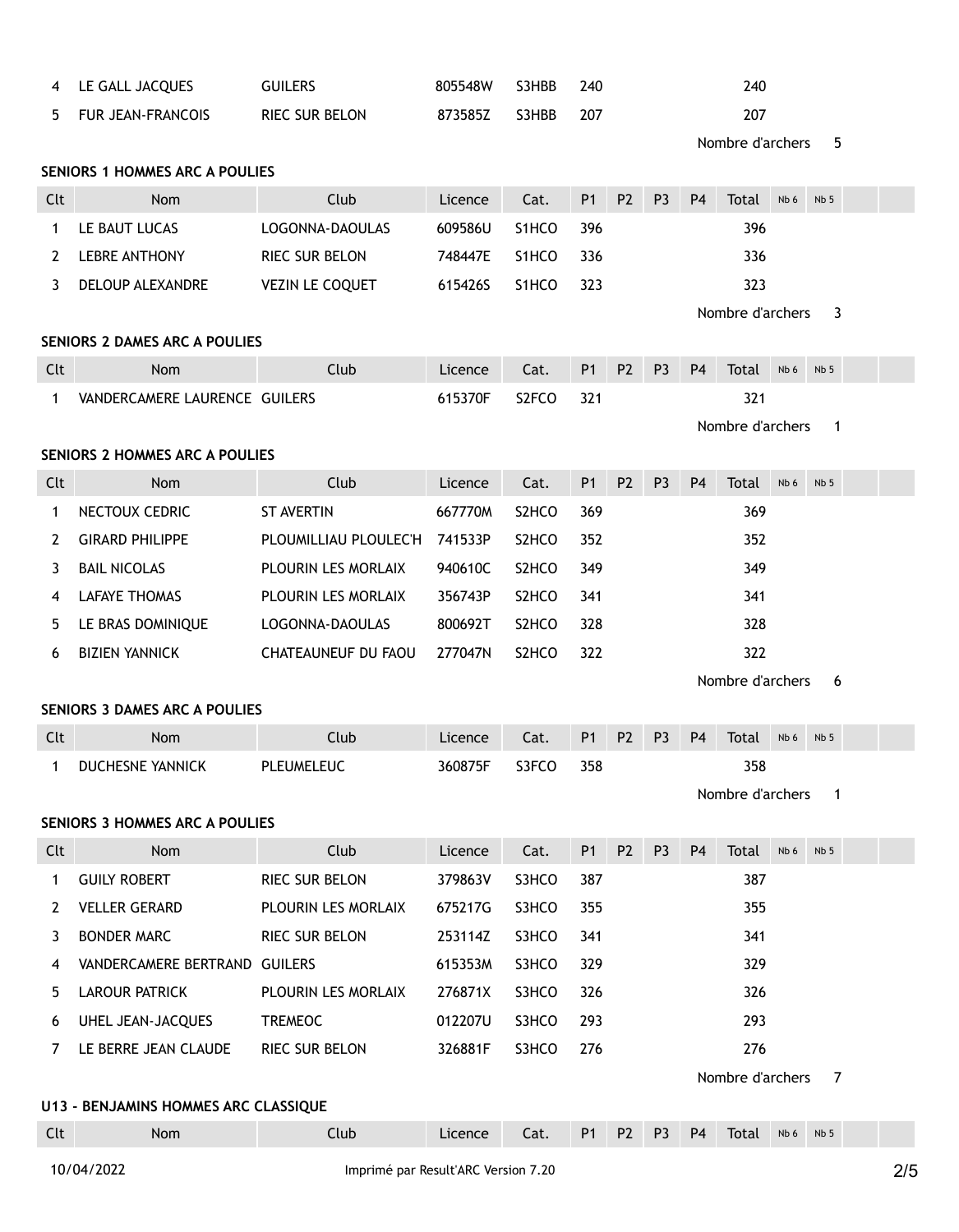| Clt | Nom | Club | Licence | Cat. | P1 | P2 | P3 | P4 | Total | Nb 6 | Nb 5 |
|---|---|---|---|---|---|---|---|---|---|---|---|
| 4 | LE GALL JACQUES | GUILERS | 805548W | S3HBB | 240 | | | | 240 | | |
| 5 | FUR JEAN-FRANCOIS | RIEC SUR BELON | 873585Z | S3HBB | 207 | | | | 207 | | |

Nombre d'archers 5

**SENIORS 1 HOMMES ARC A POULIES**

| Clt | Nom | Club | Licence | Cat. | P1 | P2 | P3 | P4 | Total | Nb 6 | Nb 5 |
|---|---|---|---|---|---|---|---|---|---|---|---|
| 1 | LE BAUT LUCAS | LOGONNA-DAOULAS | 609586U | S1HCO | 396 | | | | 396 | | |
| 2 | LEBRE ANTHONY | RIEC SUR BELON | 748447E | S1HCO | 336 | | | | 336 | | |
| 3 | DELOUP ALEXANDRE | VEZIN LE COQUET | 615426S | S1HCO | 323 | | | | 323 | | |

Nombre d'archers 3

**SENIORS 2 DAMES ARC A POULIES**

| Clt | Nom | Club | Licence | Cat. | P1 | P2 | P3 | P4 | Total | Nb 6 | Nb 5 |
|---|---|---|---|---|---|---|---|---|---|---|---|
| 1 | VANDERCAMERE LAURENCE | GUILERS | 615370F | S2FCO | 321 | | | | 321 | | |

Nombre d'archers 1

**SENIORS 2 HOMMES ARC A POULIES**

| Clt | Nom | Club | Licence | Cat. | P1 | P2 | P3 | P4 | Total | Nb 6 | Nb 5 |
|---|---|---|---|---|---|---|---|---|---|---|---|
| 1 | NECTOUX CEDRIC | ST AVERTIN | 667770M | S2HCO | 369 | | | | 369 | | |
| 2 | GIRARD PHILIPPE | PLOUMILLIAU PLOULEC'H | 741533P | S2HCO | 352 | | | | 352 | | |
| 3 | BAIL NICOLAS | PLOURIN LES MORLAIX | 940610C | S2HCO | 349 | | | | 349 | | |
| 4 | LAFAYE THOMAS | PLOURIN LES MORLAIX | 356743P | S2HCO | 341 | | | | 341 | | |
| 5 | LE BRAS DOMINIQUE | LOGONNA-DAOULAS | 800692T | S2HCO | 328 | | | | 328 | | |
| 6 | BIZIEN YANNICK | CHATEAUNEUF DU FAOU | 277047N | S2HCO | 322 | | | | 322 | | |

Nombre d'archers 6

**SENIORS 3 DAMES ARC A POULIES**

| Clt | Nom | Club | Licence | Cat. | P1 | P2 | P3 | P4 | Total | Nb 6 | Nb 5 |
|---|---|---|---|---|---|---|---|---|---|---|---|
| 1 | DUCHESNE YANNICK | PLEUMELEUC | 360875F | S3FCO | 358 | | | | 358 | | |

Nombre d'archers 1

**SENIORS 3 HOMMES ARC A POULIES**

| Clt | Nom | Club | Licence | Cat. | P1 | P2 | P3 | P4 | Total | Nb 6 | Nb 5 |
|---|---|---|---|---|---|---|---|---|---|---|---|
| 1 | GUILY ROBERT | RIEC SUR BELON | 379863V | S3HCO | 387 | | | | 387 | | |
| 2 | VELLER GERARD | PLOURIN LES MORLAIX | 675217G | S3HCO | 355 | | | | 355 | | |
| 3 | BONDER MARC | RIEC SUR BELON | 253114Z | S3HCO | 341 | | | | 341 | | |
| 4 | VANDERCAMERE BERTRAND | GUILERS | 615353M | S3HCO | 329 | | | | 329 | | |
| 5 | LAROUR PATRICK | PLOURIN LES MORLAIX | 276871X | S3HCO | 326 | | | | 326 | | |
| 6 | UHEL JEAN-JACQUES | TREMEOC | 012207U | S3HCO | 293 | | | | 293 | | |
| 7 | LE BERRE JEAN CLAUDE | RIEC SUR BELON | 326881F | S3HCO | 276 | | | | 276 | | |

Nombre d'archers 7

**U13 - BENJAMINS HOMMES ARC CLASSIQUE**

| Clt | Nom | Club | Licence | Cat. | P1 | P2 | P3 | P4 | Total | Nb 6 | Nb 5 |
|---|---|---|---|---|---|---|---|---|---|---|---|

10/04/2022 Imprimé par Result'ARC Version 7.20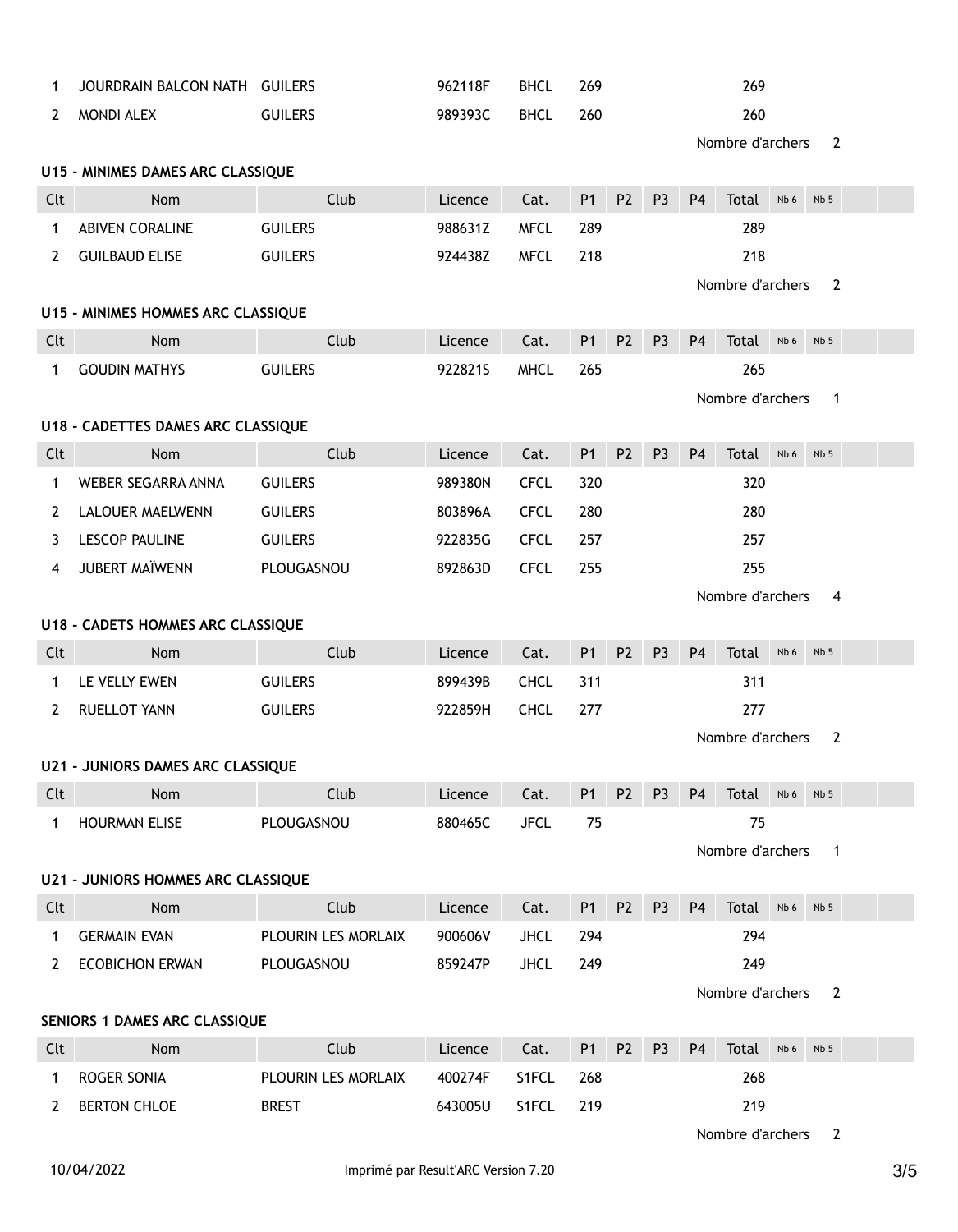| | | | | | | | | | | | | | |
|---|---|---|---|---|---|---|---|---|---|---|---|---|---|
| 1 | JOURDRAIN BALCON NATH | GUILERS | 962118F | BHCL | 269 | | | | 269 | | | | |
| 2 | MONDI ALEX | GUILERS | 989393C | BHCL | 260 | | | | 260 | | | | |

Nombre d'archers 2

### U15 - MINIMES DAMES ARC CLASSIQUE

| Clt | Nom | Club | Licence | Cat. | P1 | P2 | P3 | P4 | Total | Nb 6 | Nb 5 | | |
|---|---|---|---|---|---|---|---|---|---|---|---|---|---|
| 1 | ABIVEN CORALINE | GUILERS | 988631Z | MFCL | 289 | | | | 289 | | | | |
| 2 | GUILBAUD ELISE | GUILERS | 924438Z | MFCL | 218 | | | | 218 | | | | |

Nombre d'archers 2

### U15 - MINIMES HOMMES ARC CLASSIQUE

| Clt | Nom | Club | Licence | Cat. | P1 | P2 | P3 | P4 | Total | Nb 6 | Nb 5 | | |
|---|---|---|---|---|---|---|---|---|---|---|---|---|---|
| 1 | GOUDIN MATHYS | GUILERS | 922821S | MHCL | 265 | | | | 265 | | | | |

Nombre d'archers 1

### U18 - CADETTES DAMES ARC CLASSIQUE

| Clt | Nom | Club | Licence | Cat. | P1 | P2 | P3 | P4 | Total | Nb 6 | Nb 5 | | |
|---|---|---|---|---|---|---|---|---|---|---|---|---|---|
| 1 | WEBER SEGARRA ANNA | GUILERS | 989380N | CFCL | 320 | | | | 320 | | | | |
| 2 | LALOUER MAELWENN | GUILERS | 803896A | CFCL | 280 | | | | 280 | | | | |
| 3 | LESCOP PAULINE | GUILERS | 922835G | CFCL | 257 | | | | 257 | | | | |
| 4 | JUBERT MAÏWENN | PLOUGASNOU | 892863D | CFCL | 255 | | | | 255 | | | | |

Nombre d'archers 4

### U18 - CADETS HOMMES ARC CLASSIQUE

| Clt | Nom | Club | Licence | Cat. | P1 | P2 | P3 | P4 | Total | Nb 6 | Nb 5 | | |
|---|---|---|---|---|---|---|---|---|---|---|---|---|---|
| 1 | LE VELLY EWEN | GUILERS | 899439B | CHCL | 311 | | | | 311 | | | | |
| 2 | RUELLOT YANN | GUILERS | 922859H | CHCL | 277 | | | | 277 | | | | |

Nombre d'archers 2

### U21 - JUNIORS DAMES ARC CLASSIQUE

| Clt | Nom | Club | Licence | Cat. | P1 | P2 | P3 | P4 | Total | Nb 6 | Nb 5 | | |
|---|---|---|---|---|---|---|---|---|---|---|---|---|---|
| 1 | HOURMAN ELISE | PLOUGASNOU | 880465C | JFCL | 75 | | | | 75 | | | | |

Nombre d'archers 1

### U21 - JUNIORS HOMMES ARC CLASSIQUE

| Clt | Nom | Club | Licence | Cat. | P1 | P2 | P3 | P4 | Total | Nb 6 | Nb 5 | | |
|---|---|---|---|---|---|---|---|---|---|---|---|---|---|
| 1 | GERMAIN EVAN | PLOURIN LES MORLAIX | 900606V | JHCL | 294 | | | | 294 | | | | |
| 2 | ECOBICHON ERWAN | PLOUGASNOU | 859247P | JHCL | 249 | | | | 249 | | | | |

Nombre d'archers 2

### SENIORS 1 DAMES ARC CLASSIQUE

| Clt | Nom | Club | Licence | Cat. | P1 | P2 | P3 | P4 | Total | Nb 6 | Nb 5 | | |
|---|---|---|---|---|---|---|---|---|---|---|---|---|---|
| 1 | ROGER SONIA | PLOURIN LES MORLAIX | 400274F | S1FCL | 268 | | | | 268 | | | | |
| 2 | BERTON CHLOE | BREST | 643005U | S1FCL | 219 | | | | 219 | | | | |

Nombre d'archers 2

10/04/2022 Imprimé par Result'ARC Version 7.20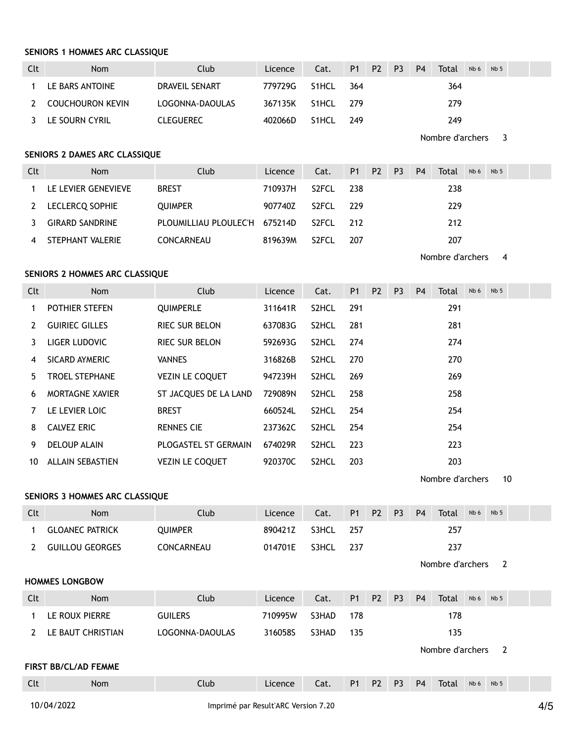### SENIORS 1 HOMMES ARC CLASSIQUE

| Clt | Nom | Club | Licence | Cat. | P1 | P2 | P3 | P4 | Total | Nb 6 | Nb 5 | | |
|---|---|---|---|---|---|---|---|---|---|---|---|---|---|
| 1 | LE BARS ANTOINE | DRAVEIL SENART | 779729G | S1HCL | 364 | | | | 364 | | | | |
| 2 | COUCHOURON KEVIN | LOGONNA-DAOULAS | 367135K | S1HCL | 279 | | | | 279 | | | | |
| 3 | LE SOURN CYRIL | CLEGUEREC | 402066D | S1HCL | 249 | | | | 249 | | | | |

Nombre d'archers 3

### SENIORS 2 DAMES ARC CLASSIQUE

| Clt | Nom | Club | Licence | Cat. | P1 | P2 | P3 | P4 | Total | Nb 6 | Nb 5 | | |
|---|---|---|---|---|---|---|---|---|---|---|---|---|---|
| 1 | LE LEVIER GENEVIEVE | BREST | 710937H | S2FCL | 238 | | | | 238 | | | | |
| 2 | LECLERCQ SOPHIE | QUIMPER | 907740Z | S2FCL | 229 | | | | 229 | | | | |
| 3 | GIRARD SANDRINE | PLOUMILLIAU PLOULEC'H | 675214D | S2FCL | 212 | | | | 212 | | | | |
| 4 | STEPHANT VALERIE | CONCARNEAU | 819639M | S2FCL | 207 | | | | 207 | | | | |

Nombre d'archers 4

### SENIORS 2 HOMMES ARC CLASSIQUE

| Clt | Nom | Club | Licence | Cat. | P1 | P2 | P3 | P4 | Total | Nb 6 | Nb 5 | | |
|---|---|---|---|---|---|---|---|---|---|---|---|---|---|
| 1 | POTHIER STEFEN | QUIMPERLE | 311641R | S2HCL | 291 | | | | 291 | | | | |
| 2 | GUIRIEC GILLES | RIEC SUR BELON | 637083G | S2HCL | 281 | | | | 281 | | | | |
| 3 | LIGER LUDOVIC | RIEC SUR BELON | 592693G | S2HCL | 274 | | | | 274 | | | | |
| 4 | SICARD AYMERIC | VANNES | 316826B | S2HCL | 270 | | | | 270 | | | | |
| 5 | TROEL STEPHANE | VEZIN LE COQUET | 947239H | S2HCL | 269 | | | | 269 | | | | |
| 6 | MORTAGNE XAVIER | ST JACQUES DE LA LAND | 729089N | S2HCL | 258 | | | | 258 | | | | |
| 7 | LE LEVIER LOIC | BREST | 660524L | S2HCL | 254 | | | | 254 | | | | |
| 8 | CALVEZ ERIC | RENNES CIE | 237362C | S2HCL | 254 | | | | 254 | | | | |
| 9 | DELOUP ALAIN | PLOGASTEL ST GERMAIN | 674029R | S2HCL | 223 | | | | 223 | | | | |
| 10 | ALLAIN SEBASTIEN | VEZIN LE COQUET | 920370C | S2HCL | 203 | | | | 203 | | | | |

Nombre d'archers 10

### SENIORS 3 HOMMES ARC CLASSIQUE

| Clt | Nom | Club | Licence | Cat. | P1 | P2 | P3 | P4 | Total | Nb 6 | Nb 5 | | |
|---|---|---|---|---|---|---|---|---|---|---|---|---|---|
| 1 | GLOANEC PATRICK | QUIMPER | 890421Z | S3HCL | 257 | | | | 257 | | | | |
| 2 | GUILLOU GEORGES | CONCARNEAU | 014701E | S3HCL | 237 | | | | 237 | | | | |

Nombre d'archers 2

### HOMMES LONGBOW

| Clt | Nom | Club | Licence | Cat. | P1 | P2 | P3 | P4 | Total | Nb 6 | Nb 5 | | |
|---|---|---|---|---|---|---|---|---|---|---|---|---|---|
| 1 | LE ROUX PIERRE | GUILERS | 710995W | S3HAD | 178 | | | | 178 | | | | |
| 2 | LE BAUT CHRISTIAN | LOGONNA-DAOULAS | 316058S | S3HAD | 135 | | | | 135 | | | | |

Nombre d'archers 2

### FIRST BB/CL/AD FEMME

| Clt | Nom | Club | Licence | Cat. | P1 | P2 | P3 | P4 | Total | Nb 6 | Nb 5 | | |
|---|---|---|---|---|---|---|---|---|---|---|---|---|---|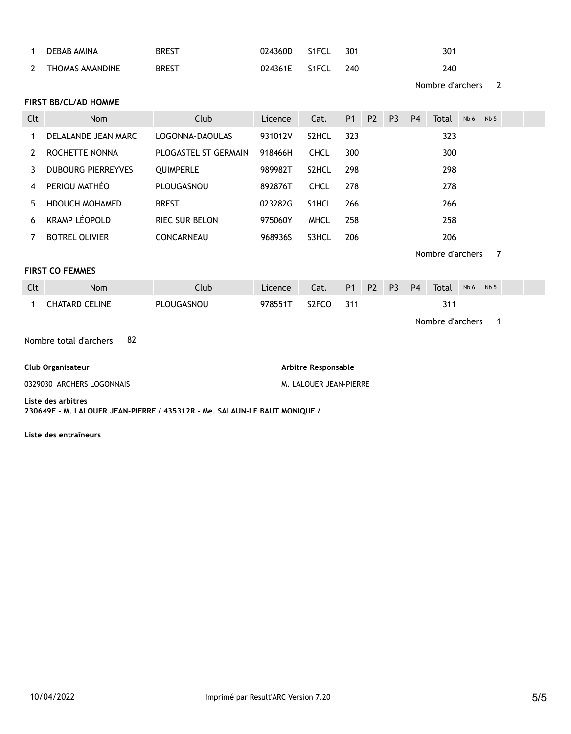| | | | | | | | | | | | | | |
|---|---|---|---|---|---|---|---|---|---|---|---|---|---|
| 1 | DEBAB AMINA | BREST | 024360D | S1FCL | 301 | | | | 301 | | | | |
| 2 | THOMAS AMANDINE | BREST | 024361E | S1FCL | 240 | | | | 240 | | | | |

Nombre d'archers 2

**FIRST BB/CL/AD HOMME**

| Clt | Nom | Club | Licence | Cat. | P1 | P2 | P3 | P4 | Total | Nb 6 | Nb 5 | | |
|---|---|---|---|---|---|---|---|---|---|---|---|---|---|
| 1 | DELALANDE JEAN MARC | LOGONNA-DAOULAS | 931012V | S2HCL | 323 | | | | 323 | | | | |
| 2 | ROCHETTE NONNA | PLOGASTEL ST GERMAIN | 918466H | CHCL | 300 | | | | 300 | | | | |
| 3 | DUBOURG PIERREYVES | QUIMPERLE | 989982T | S2HCL | 298 | | | | 298 | | | | |
| 4 | PERIOU MATHÉO | PLOUGASNOU | 892876T | CHCL | 278 | | | | 278 | | | | |
| 5 | HDOUCH MOHAMED | BREST | 023282G | S1HCL | 266 | | | | 266 | | | | |
| 6 | KRAMP LÉOPOLD | RIEC SUR BELON | 975060Y | MHCL | 258 | | | | 258 | | | | |
| 7 | BOTREL OLIVIER | CONCARNEAU | 968936S | S3HCL | 206 | | | | 206 | | | | |

Nombre d'archers 7

**FIRST CO FEMMES**

| Clt | Nom | Club | Licence | Cat. | P1 | P2 | P3 | P4 | Total | Nb 6 | Nb 5 | | |
|---|---|---|---|---|---|---|---|---|---|---|---|---|---|
| 1 | CHATARD CELINE | PLOUGASNOU | 978551T | S2FCO | 311 | | | | 311 | | | | |

Nombre d'archers 1

Nombre total d'archers 82

**Club Organisateur**

0329030 ARCHERS LOGONNAIS

**Arbitre Responsable**

M. LALOUER JEAN-PIERRE

**Liste des arbitres**
**230649F - M. LALOUER JEAN-PIERRE / 435312R - Me. SALAUN-LE BAUT MONIQUE /**

**Liste des entraîneurs**

10/04/2022 Imprimé par Result'ARC Version 7.20